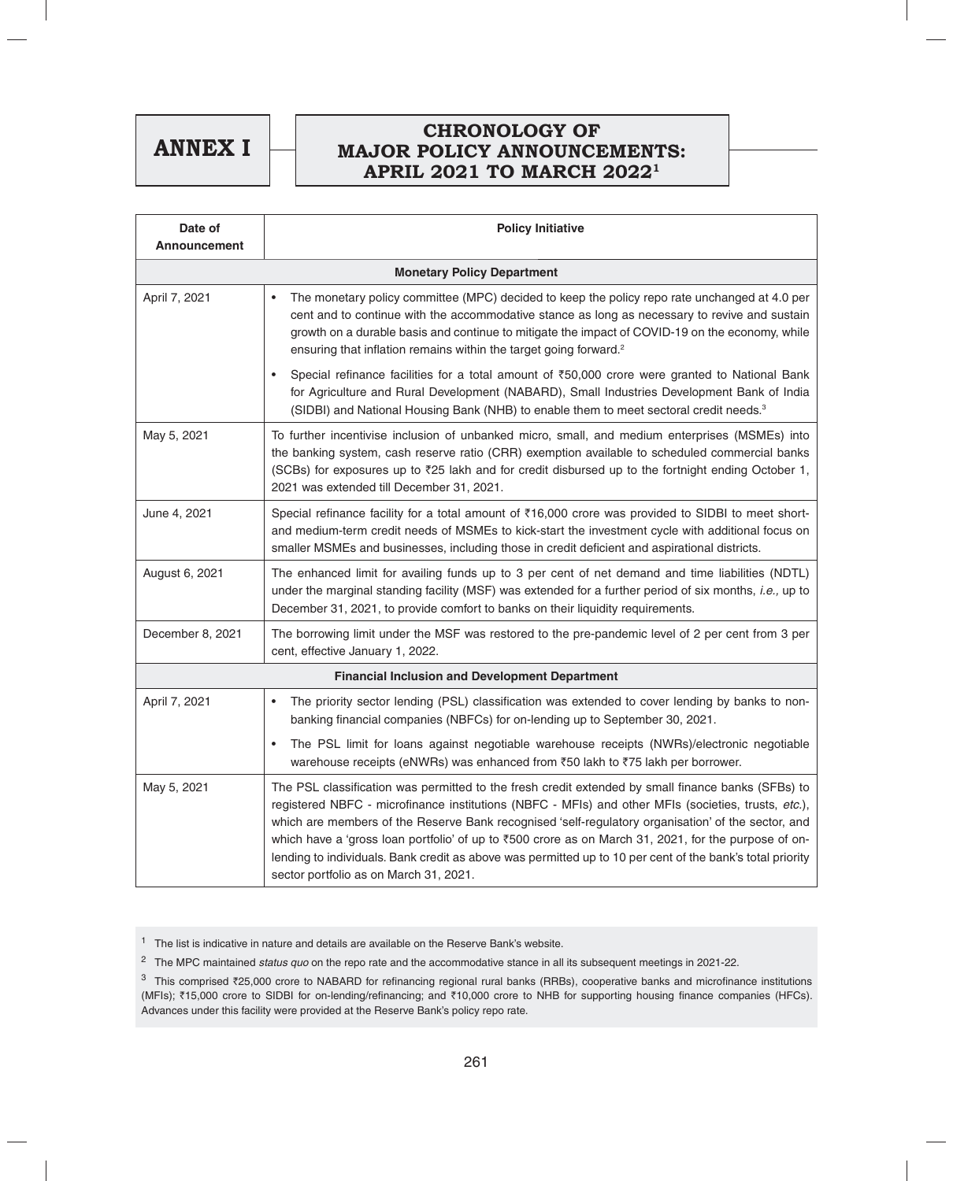# ANNEX I

## CHRONOLOGY OF MAJOR POLICY ANNOUNCEMENTS: APRIL 2021 TO MARCH 2022[1]

| Date of Announcement | Policy Initiative |
|---|---|
| **Monetary Policy Department** | |
| April 7, 2021 | • The monetary policy committee (MPC) decided to keep the policy repo rate unchanged at 4.0 per cent and to continue with the accommodative stance as long as necessary to revive and sustain growth on a durable basis and continue to mitigate the impact of COVID-19 on the economy, while ensuring that inflation remains within the target going forward.[2] <br> • Special refinance facilities for a total amount of ₹50,000 crore were granted to National Bank for Agriculture and Rural Development (NABARD), Small Industries Development Bank of India (SIDBI) and National Housing Bank (NHB) to enable them to meet sectoral credit needs.[3] |
| May 5, 2021 | To further incentivise inclusion of unbanked micro, small, and medium enterprises (MSMEs) into the banking system, cash reserve ratio (CRR) exemption available to scheduled commercial banks (SCBs) for exposures up to ₹25 lakh and for credit disbursed up to the fortnight ending October 1, 2021 was extended till December 31, 2021. |
| June 4, 2021 | Special refinance facility for a total amount of ₹16,000 crore was provided to SIDBI to meet short- and medium-term credit needs of MSMEs to kick-start the investment cycle with additional focus on smaller MSMEs and businesses, including those in credit deficient and aspirational districts. |
| August 6, 2021 | The enhanced limit for availing funds up to 3 per cent of net demand and time liabilities (NDTL) under the marginal standing facility (MSF) was extended for a further period of six months, *i.e.,* up to December 31, 2021, to provide comfort to banks on their liquidity requirements. |
| December 8, 2021 | The borrowing limit under the MSF was restored to the pre-pandemic level of 2 per cent from 3 per cent, effective January 1, 2022. |
| **Financial Inclusion and Development Department** | |
| April 7, 2021 | • The priority sector lending (PSL) classification was extended to cover lending by banks to non-banking financial companies (NBFCs) for on-lending up to September 30, 2021. <br> • The PSL limit for loans against negotiable warehouse receipts (NWRs)/electronic negotiable warehouse receipts (eNWRs) was enhanced from ₹50 lakh to ₹75 lakh per borrower. |
| May 5, 2021 | The PSL classification was permitted to the fresh credit extended by small finance banks (SFBs) to registered NBFC - microfinance institutions (NBFC - MFIs) and other MFIs (societies, trusts, *etc.*), which are members of the Reserve Bank recognised 'self-regulatory organisation' of the sector, and which have a 'gross loan portfolio' of up to ₹500 crore as on March 31, 2021, for the purpose of on-lending to individuals. Bank credit as above was permitted up to 10 per cent of the bank's total priority sector portfolio as on March 31, 2021. |

[1] The list is indicative in nature and details are available on the Reserve Bank's website.

[2] The MPC maintained *status quo* on the repo rate and the accommodative stance in all its subsequent meetings in 2021-22.

[3] This comprised ₹25,000 crore to NABARD for refinancing regional rural banks (RRBs), cooperative banks and microfinance institutions (MFIs); ₹15,000 crore to SIDBI for on-lending/refinancing; and ₹10,000 crore to NHB for supporting housing finance companies (HFCs). Advances under this facility were provided at the Reserve Bank's policy repo rate.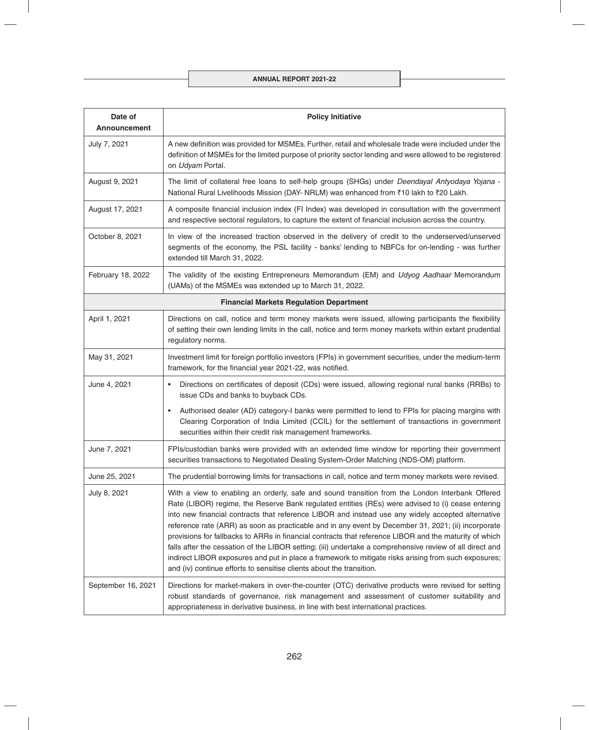| Date of Announcement | Policy Initiative |
|---|---|
| July 7, 2021 | A new definition was provided for MSMEs. Further, retail and wholesale trade were included under the definition of MSMEs for the limited purpose of priority sector lending and were allowed to be registered on *Udyam* Portal. |
| August 9, 2021 | The limit of collateral free loans to self-help groups (SHGs) under *Deendayal Antyodaya Yojana* - National Rural Livelihoods Mission (DAY- NRLM) was enhanced from ₹10 lakh to ₹20 Lakh. |
| August 17, 2021 | A composite financial inclusion index (FI Index) was developed in consultation with the government and respective sectoral regulators, to capture the extent of financial inclusion across the country. |
| October 8, 2021 | In view of the increased traction observed in the delivery of credit to the underserved/unserved segments of the economy, the PSL facility - banks' lending to NBFCs for on-lending - was further extended till March 31, 2022. |
| February 18, 2022 | The validity of the existing Entrepreneurs Memorandum (EM) and *Udyog Aadhaar* Memorandum (UAMs) of the MSMEs was extended up to March 31, 2022. |
| **Financial Markets Regulation Department** | |
| April 1, 2021 | Directions on call, notice and term money markets were issued, allowing participants the flexibility of setting their own lending limits in the call, notice and term money markets within extant prudential regulatory norms. |
| May 31, 2021 | Investment limit for foreign portfolio investors (FPIs) in government securities, under the medium-term framework, for the financial year 2021-22, was notified. |
| June 4, 2021 | • Directions on certificates of deposit (CDs) were issued, allowing regional rural banks (RRBs) to issue CDs and banks to buyback CDs.<br>• Authorised dealer (AD) category-I banks were permitted to lend to FPIs for placing margins with Clearing Corporation of India Limited (CCIL) for the settlement of transactions in government securities within their credit risk management frameworks. |
| June 7, 2021 | FPIs/custodian banks were provided with an extended time window for reporting their government securities transactions to Negotiated Dealing System-Order Matching (NDS-OM) platform. |
| June 25, 2021 | The prudential borrowing limits for transactions in call, notice and term money markets were revised. |
| July 8, 2021 | With a view to enabling an orderly, safe and sound transition from the London Interbank Offered Rate (LIBOR) regime, the Reserve Bank regulated entities (REs) were advised to (i) cease entering into new financial contracts that reference LIBOR and instead use any widely accepted alternative reference rate (ARR) as soon as practicable and in any event by December 31, 2021; (ii) incorporate provisions for fallbacks to ARRs in financial contracts that reference LIBOR and the maturity of which falls after the cessation of the LIBOR setting; (iii) undertake a comprehensive review of all direct and indirect LIBOR exposures and put in place a framework to mitigate risks arising from such exposures; and (iv) continue efforts to sensitise clients about the transition. |
| September 16, 2021 | Directions for market-makers in over-the-counter (OTC) derivative products were revised for setting robust standards of governance, risk management and assessment of customer suitability and appropriateness in derivative business, in line with best international practices. |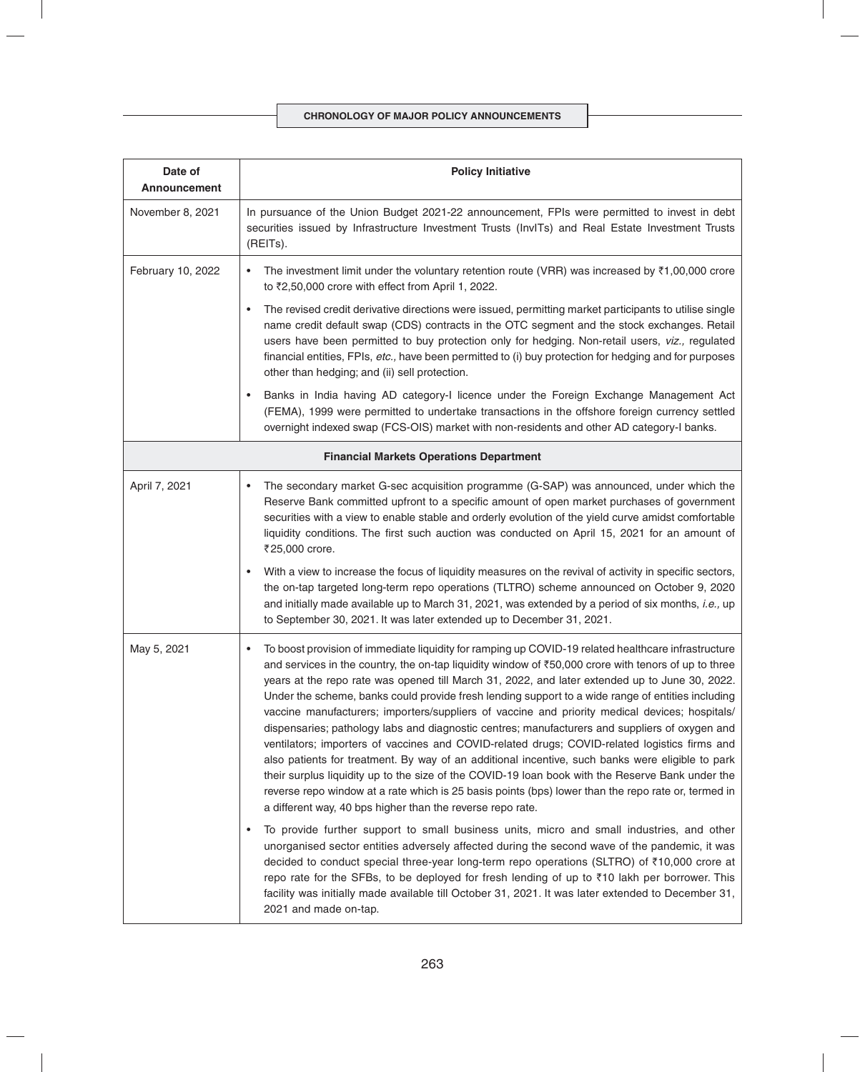| Date of Announcement | Policy Initiative |
|---|---|
| November 8, 2021 | In pursuance of the Union Budget 2021-22 announcement, FPIs were permitted to invest in debt securities issued by Infrastructure Investment Trusts (InvITs) and Real Estate Investment Trusts (REITs). |
| February 10, 2022 | • The investment limit under the voluntary retention route (VRR) was increased by ₹1,00,000 crore to ₹2,50,000 crore with effect from April 1, 2022.<br>• The revised credit derivative directions were issued, permitting market participants to utilise single name credit default swap (CDS) contracts in the OTC segment and the stock exchanges. Retail users have been permitted to buy protection only for hedging. Non-retail users, *viz.,* regulated financial entities, FPIs, *etc.,* have been permitted to (i) buy protection for hedging and for purposes other than hedging; and (ii) sell protection.<br>• Banks in India having AD category-I licence under the Foreign Exchange Management Act (FEMA), 1999 were permitted to undertake transactions in the offshore foreign currency settled overnight indexed swap (FCS-OIS) market with non-residents and other AD category-I banks. |
| **Financial Markets Operations Department** | |
| April 7, 2021 | • The secondary market G-sec acquisition programme (G-SAP) was announced, under which the Reserve Bank committed upfront to a specific amount of open market purchases of government securities with a view to enable stable and orderly evolution of the yield curve amidst comfortable liquidity conditions. The first such auction was conducted on April 15, 2021 for an amount of ₹25,000 crore.<br>• With a view to increase the focus of liquidity measures on the revival of activity in specific sectors, the on-tap targeted long-term repo operations (TLTRO) scheme announced on October 9, 2020 and initially made available up to March 31, 2021, was extended by a period of six months, *i.e.,* up to September 30, 2021. It was later extended up to December 31, 2021. |
| May 5, 2021 | • To boost provision of immediate liquidity for ramping up COVID-19 related healthcare infrastructure and services in the country, the on-tap liquidity window of ₹50,000 crore with tenors of up to three years at the repo rate was opened till March 31, 2022, and later extended up to June 30, 2022. Under the scheme, banks could provide fresh lending support to a wide range of entities including vaccine manufacturers; importers/suppliers of vaccine and priority medical devices; hospitals/ dispensaries; pathology labs and diagnostic centres; manufacturers and suppliers of oxygen and ventilators; importers of vaccines and COVID-related drugs; COVID-related logistics firms and also patients for treatment. By way of an additional incentive, such banks were eligible to park their surplus liquidity up to the size of the COVID-19 loan book with the Reserve Bank under the reverse repo window at a rate which is 25 basis points (bps) lower than the repo rate or, termed in a different way, 40 bps higher than the reverse repo rate.<br>• To provide further support to small business units, micro and small industries, and other unorganised sector entities adversely affected during the second wave of the pandemic, it was decided to conduct special three-year long-term repo operations (SLTRO) of ₹10,000 crore at repo rate for the SFBs, to be deployed for fresh lending of up to ₹10 lakh per borrower. This facility was initially made available till October 31, 2021. It was later extended to December 31, 2021 and made on-tap. |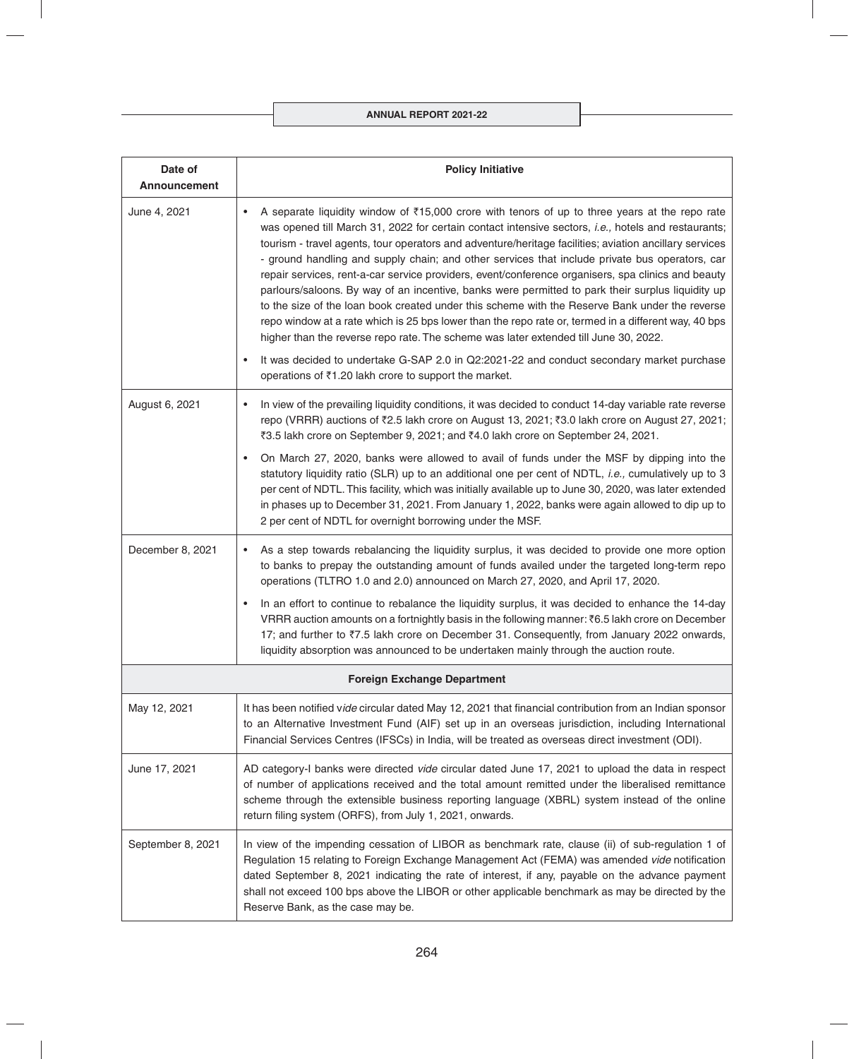| Date of Announcement | Policy Initiative |
|---|---|
| June 4, 2021 | • A separate liquidity window of ₹15,000 crore with tenors of up to three years at the repo rate was opened till March 31, 2022 for certain contact intensive sectors, *i.e.,* hotels and restaurants; tourism - travel agents, tour operators and adventure/heritage facilities; aviation ancillary services - ground handling and supply chain; and other services that include private bus operators, car repair services, rent-a-car service providers, event/conference organisers, spa clinics and beauty parlours/saloons. By way of an incentive, banks were permitted to park their surplus liquidity up to the size of the loan book created under this scheme with the Reserve Bank under the reverse repo window at a rate which is 25 bps lower than the repo rate or, termed in a different way, 40 bps higher than the reverse repo rate. The scheme was later extended till June 30, 2022.<br>• It was decided to undertake G-SAP 2.0 in Q2:2021-22 and conduct secondary market purchase operations of ₹1.20 lakh crore to support the market. |
| August 6, 2021 | • In view of the prevailing liquidity conditions, it was decided to conduct 14-day variable rate reverse repo (VRRR) auctions of ₹2.5 lakh crore on August 13, 2021; ₹3.0 lakh crore on August 27, 2021; ₹3.5 lakh crore on September 9, 2021; and ₹4.0 lakh crore on September 24, 2021.<br>• On March 27, 2020, banks were allowed to avail of funds under the MSF by dipping into the statutory liquidity ratio (SLR) up to an additional one per cent of NDTL, *i.e.,* cumulatively up to 3 per cent of NDTL. This facility, which was initially available up to June 30, 2020, was later extended in phases up to December 31, 2021. From January 1, 2022, banks were again allowed to dip up to 2 per cent of NDTL for overnight borrowing under the MSF. |
| December 8, 2021 | • As a step towards rebalancing the liquidity surplus, it was decided to provide one more option to banks to prepay the outstanding amount of funds availed under the targeted long-term repo operations (TLTRO 1.0 and 2.0) announced on March 27, 2020, and April 17, 2020.<br>• In an effort to continue to rebalance the liquidity surplus, it was decided to enhance the 14-day VRRR auction amounts on a fortnightly basis in the following manner: ₹6.5 lakh crore on December 17; and further to ₹7.5 lakh crore on December 31. Consequently, from January 2022 onwards, liquidity absorption was announced to be undertaken mainly through the auction route. |
| **Foreign Exchange Department** | |
| May 12, 2021 | It has been notified v*ide* circular dated May 12, 2021 that financial contribution from an Indian sponsor to an Alternative Investment Fund (AIF) set up in an overseas jurisdiction, including International Financial Services Centres (IFSCs) in India, will be treated as overseas direct investment (ODI). |
| June 17, 2021 | AD category-I banks were directed *vide* circular dated June 17, 2021 to upload the data in respect of number of applications received and the total amount remitted under the liberalised remittance scheme through the extensible business reporting language (XBRL) system instead of the online return filing system (ORFS), from July 1, 2021, onwards. |
| September 8, 2021 | In view of the impending cessation of LIBOR as benchmark rate, clause (ii) of sub-regulation 1 of Regulation 15 relating to Foreign Exchange Management Act (FEMA) was amended *vide* notification dated September 8, 2021 indicating the rate of interest, if any, payable on the advance payment shall not exceed 100 bps above the LIBOR or other applicable benchmark as may be directed by the Reserve Bank, as the case may be. |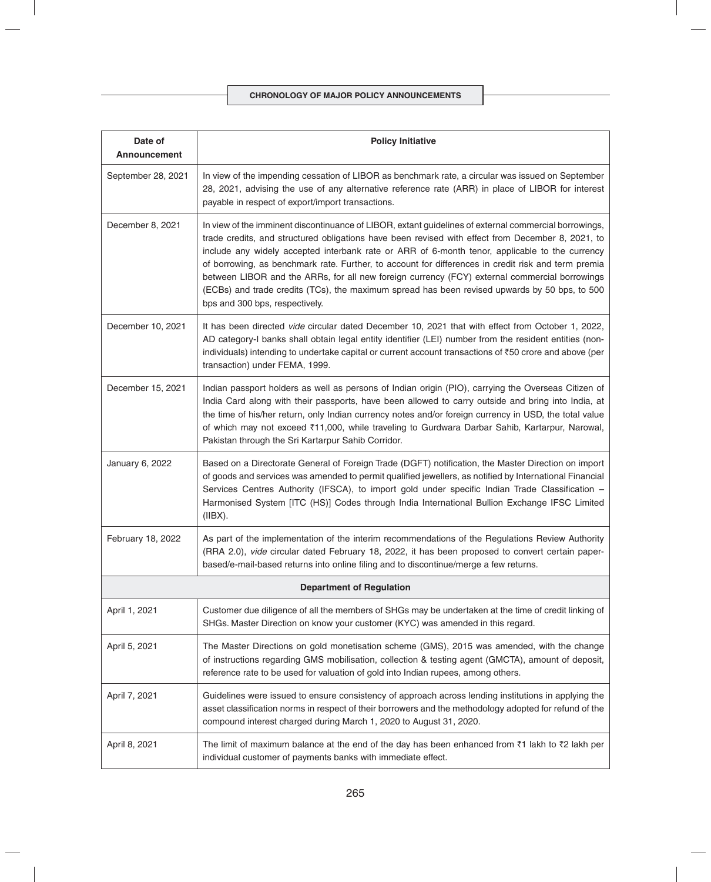| Date of Announcement | Policy Initiative |
|---|---|
| September 28, 2021 | In view of the impending cessation of LIBOR as benchmark rate, a circular was issued on September 28, 2021, advising the use of any alternative reference rate (ARR) in place of LIBOR for interest payable in respect of export/import transactions. |
| December 8, 2021 | In view of the imminent discontinuance of LIBOR, extant guidelines of external commercial borrowings, trade credits, and structured obligations have been revised with effect from December 8, 2021, to include any widely accepted interbank rate or ARR of 6-month tenor, applicable to the currency of borrowing, as benchmark rate. Further, to account for differences in credit risk and term premia between LIBOR and the ARRs, for all new foreign currency (FCY) external commercial borrowings (ECBs) and trade credits (TCs), the maximum spread has been revised upwards by 50 bps, to 500 bps and 300 bps, respectively. |
| December 10, 2021 | It has been directed *vide* circular dated December 10, 2021 that with effect from October 1, 2022, AD category-I banks shall obtain legal entity identifier (LEI) number from the resident entities (non-individuals) intending to undertake capital or current account transactions of ₹50 crore and above (per transaction) under FEMA, 1999. |
| December 15, 2021 | Indian passport holders as well as persons of Indian origin (PIO), carrying the Overseas Citizen of India Card along with their passports, have been allowed to carry outside and bring into India, at the time of his/her return, only Indian currency notes and/or foreign currency in USD, the total value of which may not exceed ₹11,000, while traveling to Gurdwara Darbar Sahib, Kartarpur, Narowal, Pakistan through the Sri Kartarpur Sahib Corridor. |
| January 6, 2022 | Based on a Directorate General of Foreign Trade (DGFT) notification, the Master Direction on import of goods and services was amended to permit qualified jewellers, as notified by International Financial Services Centres Authority (IFSCA), to import gold under specific Indian Trade Classification – Harmonised System [ITC (HS)] Codes through India International Bullion Exchange IFSC Limited (IIBX). |
| February 18, 2022 | As part of the implementation of the interim recommendations of the Regulations Review Authority (RRA 2.0), *vide* circular dated February 18, 2022, it has been proposed to convert certain paper-based/e-mail-based returns into online filing and to discontinue/merge a few returns. |
| **Department of Regulation** | |
| April 1, 2021 | Customer due diligence of all the members of SHGs may be undertaken at the time of credit linking of SHGs. Master Direction on know your customer (KYC) was amended in this regard. |
| April 5, 2021 | The Master Directions on gold monetisation scheme (GMS), 2015 was amended, with the change of instructions regarding GMS mobilisation, collection & testing agent (GMCTA), amount of deposit, reference rate to be used for valuation of gold into Indian rupees, among others. |
| April 7, 2021 | Guidelines were issued to ensure consistency of approach across lending institutions in applying the asset classification norms in respect of their borrowers and the methodology adopted for refund of the compound interest charged during March 1, 2020 to August 31, 2020. |
| April 8, 2021 | The limit of maximum balance at the end of the day has been enhanced from ₹1 lakh to ₹2 lakh per individual customer of payments banks with immediate effect. |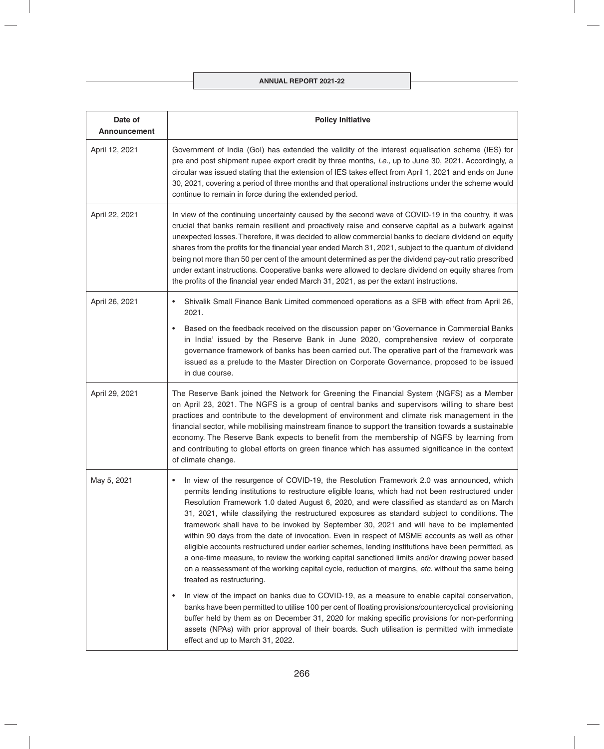| Date of Announcement | Policy Initiative |
|---|---|
| April 12, 2021 | Government of India (GoI) has extended the validity of the interest equalisation scheme (IES) for pre and post shipment rupee export credit by three months, *i.e.,* up to June 30, 2021. Accordingly, a circular was issued stating that the extension of IES takes effect from April 1, 2021 and ends on June 30, 2021, covering a period of three months and that operational instructions under the scheme would continue to remain in force during the extended period. |
| April 22, 2021 | In view of the continuing uncertainty caused by the second wave of COVID-19 in the country, it was crucial that banks remain resilient and proactively raise and conserve capital as a bulwark against unexpected losses. Therefore, it was decided to allow commercial banks to declare dividend on equity shares from the profits for the financial year ended March 31, 2021, subject to the quantum of dividend being not more than 50 per cent of the amount determined as per the dividend pay-out ratio prescribed under extant instructions. Cooperative banks were allowed to declare dividend on equity shares from the profits of the financial year ended March 31, 2021, as per the extant instructions. |
| April 26, 2021 | • Shivalik Small Finance Bank Limited commenced operations as a SFB with effect from April 26, 2021.<br>• Based on the feedback received on the discussion paper on 'Governance in Commercial Banks in India' issued by the Reserve Bank in June 2020, comprehensive review of corporate governance framework of banks has been carried out. The operative part of the framework was issued as a prelude to the Master Direction on Corporate Governance, proposed to be issued in due course. |
| April 29, 2021 | The Reserve Bank joined the Network for Greening the Financial System (NGFS) as a Member on April 23, 2021. The NGFS is a group of central banks and supervisors willing to share best practices and contribute to the development of environment and climate risk management in the financial sector, while mobilising mainstream finance to support the transition towards a sustainable economy. The Reserve Bank expects to benefit from the membership of NGFS by learning from and contributing to global efforts on green finance which has assumed significance in the context of climate change. |
| May 5, 2021 | • In view of the resurgence of COVID-19, the Resolution Framework 2.0 was announced, which permits lending institutions to restructure eligible loans, which had not been restructured under Resolution Framework 1.0 dated August 6, 2020, and were classified as standard as on March 31, 2021, while classifying the restructured exposures as standard subject to conditions. The framework shall have to be invoked by September 30, 2021 and will have to be implemented within 90 days from the date of invocation. Even in respect of MSME accounts as well as other eligible accounts restructured under earlier schemes, lending institutions have been permitted, as a one-time measure, to review the working capital sanctioned limits and/or drawing power based on a reassessment of the working capital cycle, reduction of margins, *etc.* without the same being treated as restructuring.<br>• In view of the impact on banks due to COVID-19, as a measure to enable capital conservation, banks have been permitted to utilise 100 per cent of floating provisions/countercyclical provisioning buffer held by them as on December 31, 2020 for making specific provisions for non-performing assets (NPAs) with prior approval of their boards. Such utilisation is permitted with immediate effect and up to March 31, 2022. |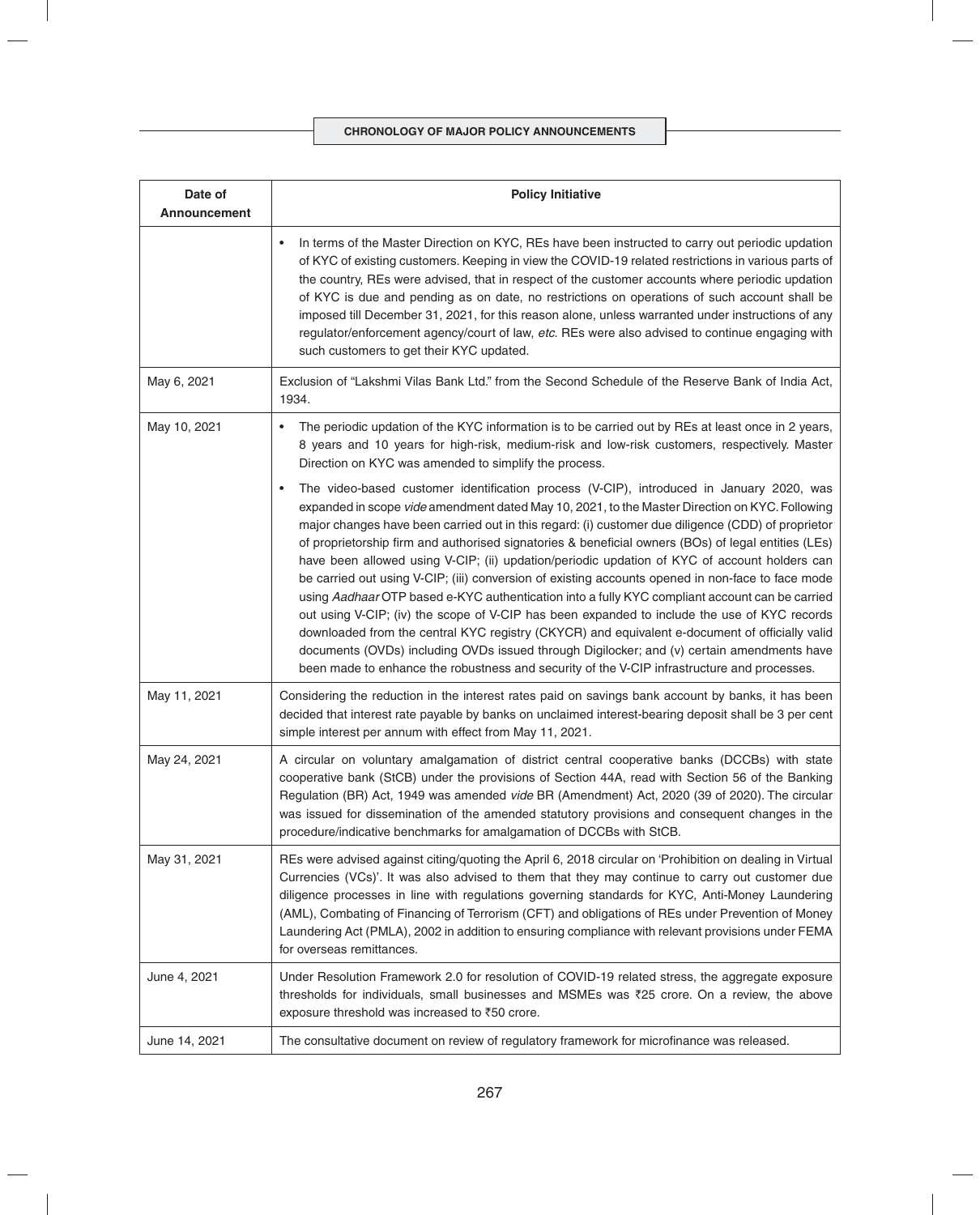| Date of Announcement | Policy Initiative |
|---|---|
| | • In terms of the Master Direction on KYC, REs have been instructed to carry out periodic updation of KYC of existing customers. Keeping in view the COVID-19 related restrictions in various parts of the country, REs were advised, that in respect of the customer accounts where periodic updation of KYC is due and pending as on date, no restrictions on operations of such account shall be imposed till December 31, 2021, for this reason alone, unless warranted under instructions of any regulator/enforcement agency/court of law, *etc.* REs were also advised to continue engaging with such customers to get their KYC updated. |
| May 6, 2021 | Exclusion of "Lakshmi Vilas Bank Ltd." from the Second Schedule of the Reserve Bank of India Act, 1934. |
| May 10, 2021 | • The periodic updation of the KYC information is to be carried out by REs at least once in 2 years, 8 years and 10 years for high-risk, medium-risk and low-risk customers, respectively. Master Direction on KYC was amended to simplify the process.<br><br>• The video-based customer identification process (V-CIP), introduced in January 2020, was expanded in scope *vide* amendment dated May 10, 2021, to the Master Direction on KYC. Following major changes have been carried out in this regard: (i) customer due diligence (CDD) of proprietor of proprietorship firm and authorised signatories & beneficial owners (BOs) of legal entities (LEs) have been allowed using V-CIP; (ii) updation/periodic updation of KYC of account holders can be carried out using V-CIP; (iii) conversion of existing accounts opened in non-face to face mode using *Aadhaar* OTP based e-KYC authentication into a fully KYC compliant account can be carried out using V-CIP; (iv) the scope of V-CIP has been expanded to include the use of KYC records downloaded from the central KYC registry (CKYCR) and equivalent e-document of officially valid documents (OVDs) including OVDs issued through Digilocker; and (v) certain amendments have been made to enhance the robustness and security of the V-CIP infrastructure and processes. |
| May 11, 2021 | Considering the reduction in the interest rates paid on savings bank account by banks, it has been decided that interest rate payable by banks on unclaimed interest-bearing deposit shall be 3 per cent simple interest per annum with effect from May 11, 2021. |
| May 24, 2021 | A circular on voluntary amalgamation of district central cooperative banks (DCCBs) with state cooperative bank (StCB) under the provisions of Section 44A, read with Section 56 of the Banking Regulation (BR) Act, 1949 was amended *vide* BR (Amendment) Act, 2020 (39 of 2020). The circular was issued for dissemination of the amended statutory provisions and consequent changes in the procedure/indicative benchmarks for amalgamation of DCCBs with StCB. |
| May 31, 2021 | REs were advised against citing/quoting the April 6, 2018 circular on 'Prohibition on dealing in Virtual Currencies (VCs)'. It was also advised to them that they may continue to carry out customer due diligence processes in line with regulations governing standards for KYC, Anti-Money Laundering (AML), Combating of Financing of Terrorism (CFT) and obligations of REs under Prevention of Money Laundering Act (PMLA), 2002 in addition to ensuring compliance with relevant provisions under FEMA for overseas remittances. |
| June 4, 2021 | Under Resolution Framework 2.0 for resolution of COVID-19 related stress, the aggregate exposure thresholds for individuals, small businesses and MSMEs was ₹25 crore. On a review, the above exposure threshold was increased to ₹50 crore. |
| June 14, 2021 | The consultative document on review of regulatory framework for microfinance was released. |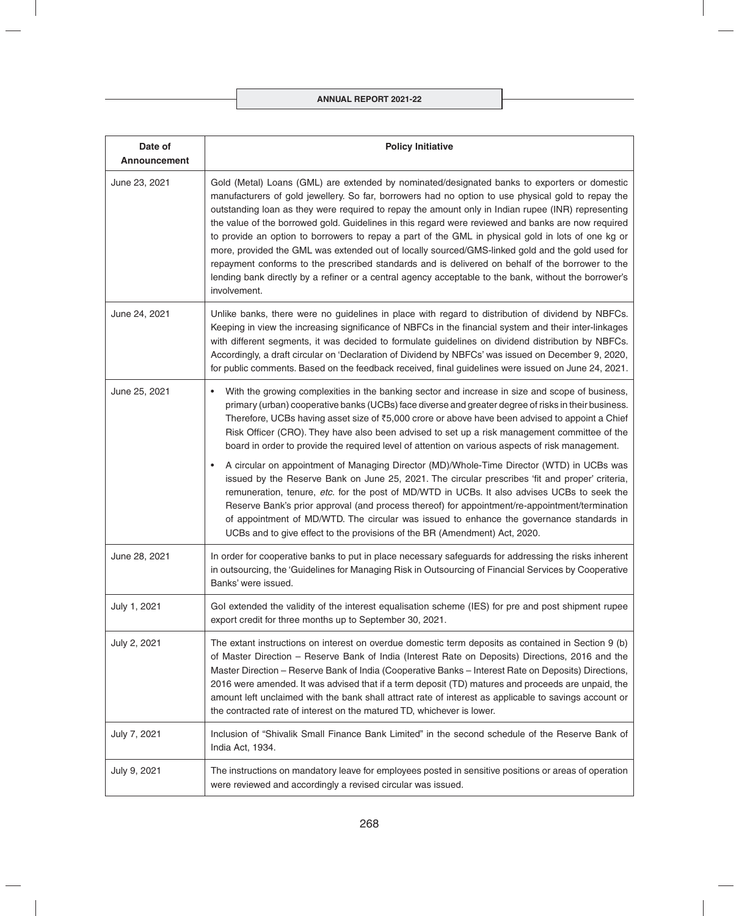| Date of Announcement | Policy Initiative |
|---|---|
| June 23, 2021 | Gold (Metal) Loans (GML) are extended by nominated/designated banks to exporters or domestic manufacturers of gold jewellery. So far, borrowers had no option to use physical gold to repay the outstanding loan as they were required to repay the amount only in Indian rupee (INR) representing the value of the borrowed gold. Guidelines in this regard were reviewed and banks are now required to provide an option to borrowers to repay a part of the GML in physical gold in lots of one kg or more, provided the GML was extended out of locally sourced/GMS-linked gold and the gold used for repayment conforms to the prescribed standards and is delivered on behalf of the borrower to the lending bank directly by a refiner or a central agency acceptable to the bank, without the borrower's involvement. |
| June 24, 2021 | Unlike banks, there were no guidelines in place with regard to distribution of dividend by NBFCs. Keeping in view the increasing significance of NBFCs in the financial system and their inter-linkages with different segments, it was decided to formulate guidelines on dividend distribution by NBFCs. Accordingly, a draft circular on 'Declaration of Dividend by NBFCs' was issued on December 9, 2020, for public comments. Based on the feedback received, final guidelines were issued on June 24, 2021. |
| June 25, 2021 | • With the growing complexities in the banking sector and increase in size and scope of business, primary (urban) cooperative banks (UCBs) face diverse and greater degree of risks in their business. Therefore, UCBs having asset size of ₹5,000 crore or above have been advised to appoint a Chief Risk Officer (CRO). They have also been advised to set up a risk management committee of the board in order to provide the required level of attention on various aspects of risk management.<br>• A circular on appointment of Managing Director (MD)/Whole-Time Director (WTD) in UCBs was issued by the Reserve Bank on June 25, 2021. The circular prescribes 'fit and proper' criteria, remuneration, tenure, *etc.* for the post of MD/WTD in UCBs. It also advises UCBs to seek the Reserve Bank's prior approval (and process thereof) for appointment/re-appointment/termination of appointment of MD/WTD. The circular was issued to enhance the governance standards in UCBs and to give effect to the provisions of the BR (Amendment) Act, 2020. |
| June 28, 2021 | In order for cooperative banks to put in place necessary safeguards for addressing the risks inherent in outsourcing, the 'Guidelines for Managing Risk in Outsourcing of Financial Services by Cooperative Banks' were issued. |
| July 1, 2021 | GoI extended the validity of the interest equalisation scheme (IES) for pre and post shipment rupee export credit for three months up to September 30, 2021. |
| July 2, 2021 | The extant instructions on interest on overdue domestic term deposits as contained in Section 9 (b) of Master Direction – Reserve Bank of India (Interest Rate on Deposits) Directions, 2016 and the Master Direction – Reserve Bank of India (Cooperative Banks – Interest Rate on Deposits) Directions, 2016 were amended. It was advised that if a term deposit (TD) matures and proceeds are unpaid, the amount left unclaimed with the bank shall attract rate of interest as applicable to savings account or the contracted rate of interest on the matured TD, whichever is lower. |
| July 7, 2021 | Inclusion of "Shivalik Small Finance Bank Limited" in the second schedule of the Reserve Bank of India Act, 1934. |
| July 9, 2021 | The instructions on mandatory leave for employees posted in sensitive positions or areas of operation were reviewed and accordingly a revised circular was issued. |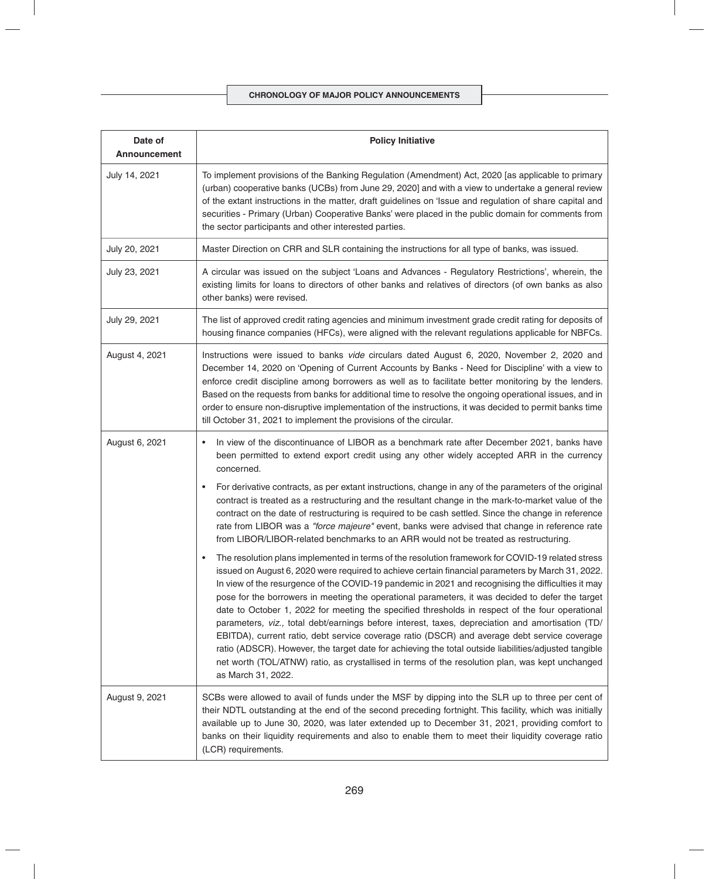| Date of Announcement | Policy Initiative |
|---|---|
| July 14, 2021 | To implement provisions of the Banking Regulation (Amendment) Act, 2020 [as applicable to primary (urban) cooperative banks (UCBs) from June 29, 2020] and with a view to undertake a general review of the extant instructions in the matter, draft guidelines on 'Issue and regulation of share capital and securities - Primary (Urban) Cooperative Banks' were placed in the public domain for comments from the sector participants and other interested parties. |
| July 20, 2021 | Master Direction on CRR and SLR containing the instructions for all type of banks, was issued. |
| July 23, 2021 | A circular was issued on the subject 'Loans and Advances - Regulatory Restrictions', wherein, the existing limits for loans to directors of other banks and relatives of directors (of own banks as also other banks) were revised. |
| July 29, 2021 | The list of approved credit rating agencies and minimum investment grade credit rating for deposits of housing finance companies (HFCs), were aligned with the relevant regulations applicable for NBFCs. |
| August 4, 2021 | Instructions were issued to banks *vide* circulars dated August 6, 2020, November 2, 2020 and December 14, 2020 on 'Opening of Current Accounts by Banks - Need for Discipline' with a view to enforce credit discipline among borrowers as well as to facilitate better monitoring by the lenders. Based on the requests from banks for additional time to resolve the ongoing operational issues, and in order to ensure non-disruptive implementation of the instructions, it was decided to permit banks time till October 31, 2021 to implement the provisions of the circular. |
| August 6, 2021 | • In view of the discontinuance of LIBOR as a benchmark rate after December 2021, banks have been permitted to extend export credit using any other widely accepted ARR in the currency concerned.<br>• For derivative contracts, as per extant instructions, change in any of the parameters of the original contract is treated as a restructuring and the resultant change in the mark-to-market value of the contract on the date of restructuring is required to be cash settled. Since the change in reference rate from LIBOR was a *"force majeure"* event, banks were advised that change in reference rate from LIBOR/LIBOR-related benchmarks to an ARR would not be treated as restructuring.<br>• The resolution plans implemented in terms of the resolution framework for COVID-19 related stress issued on August 6, 2020 were required to achieve certain financial parameters by March 31, 2022. In view of the resurgence of the COVID-19 pandemic in 2021 and recognising the difficulties it may pose for the borrowers in meeting the operational parameters, it was decided to defer the target date to October 1, 2022 for meeting the specified thresholds in respect of the four operational parameters, *viz.,* total debt/earnings before interest, taxes, depreciation and amortisation (TD/EBITDA), current ratio, debt service coverage ratio (DSCR) and average debt service coverage ratio (ADSCR). However, the target date for achieving the total outside liabilities/adjusted tangible net worth (TOL/ATNW) ratio, as crystallised in terms of the resolution plan, was kept unchanged as March 31, 2022. |
| August 9, 2021 | SCBs were allowed to avail of funds under the MSF by dipping into the SLR up to three per cent of their NDTL outstanding at the end of the second preceding fortnight. This facility, which was initially available up to June 30, 2020, was later extended up to December 31, 2021, providing comfort to banks on their liquidity requirements and also to enable them to meet their liquidity coverage ratio (LCR) requirements. |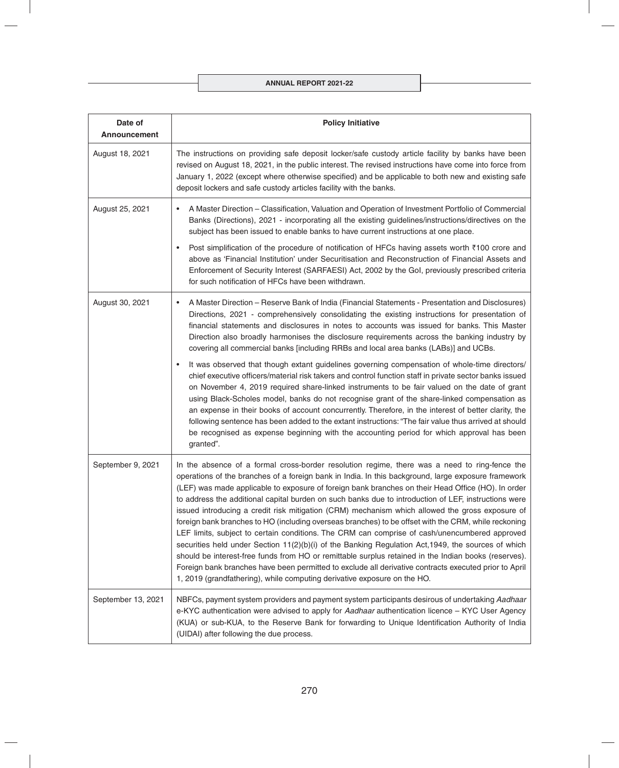| Date of Announcement | Policy Initiative |
|---|---|
| August 18, 2021 | The instructions on providing safe deposit locker/safe custody article facility by banks have been revised on August 18, 2021, in the public interest. The revised instructions have come into force from January 1, 2022 (except where otherwise specified) and be applicable to both new and existing safe deposit lockers and safe custody articles facility with the banks. |
| August 25, 2021 | • A Master Direction – Classification, Valuation and Operation of Investment Portfolio of Commercial Banks (Directions), 2021 - incorporating all the existing guidelines/instructions/directives on the subject has been issued to enable banks to have current instructions at one place.<br>• Post simplification of the procedure of notification of HFCs having assets worth ₹100 crore and above as 'Financial Institution' under Securitisation and Reconstruction of Financial Assets and Enforcement of Security Interest (SARFAESI) Act, 2002 by the GoI, previously prescribed criteria for such notification of HFCs have been withdrawn. |
| August 30, 2021 | • A Master Direction – Reserve Bank of India (Financial Statements - Presentation and Disclosures) Directions, 2021 - comprehensively consolidating the existing instructions for presentation of financial statements and disclosures in notes to accounts was issued for banks. This Master Direction also broadly harmonises the disclosure requirements across the banking industry by covering all commercial banks [including RRBs and local area banks (LABs)] and UCBs.<br>• It was observed that though extant guidelines governing compensation of whole-time directors/ chief executive officers/material risk takers and control function staff in private sector banks issued on November 4, 2019 required share-linked instruments to be fair valued on the date of grant using Black-Scholes model, banks do not recognise grant of the share-linked compensation as an expense in their books of account concurrently. Therefore, in the interest of better clarity, the following sentence has been added to the extant instructions: "The fair value thus arrived at should be recognised as expense beginning with the accounting period for which approval has been granted". |
| September 9, 2021 | In the absence of a formal cross-border resolution regime, there was a need to ring-fence the operations of the branches of a foreign bank in India. In this background, large exposure framework (LEF) was made applicable to exposure of foreign bank branches on their Head Office (HO). In order to address the additional capital burden on such banks due to introduction of LEF, instructions were issued introducing a credit risk mitigation (CRM) mechanism which allowed the gross exposure of foreign bank branches to HO (including overseas branches) to be offset with the CRM, while reckoning LEF limits, subject to certain conditions. The CRM can comprise of cash/unencumbered approved securities held under Section 11(2)(b)(i) of the Banking Regulation Act,1949, the sources of which should be interest-free funds from HO or remittable surplus retained in the Indian books (reserves). Foreign bank branches have been permitted to exclude all derivative contracts executed prior to April 1, 2019 (grandfathering), while computing derivative exposure on the HO. |
| September 13, 2021 | NBFCs, payment system providers and payment system participants desirous of undertaking *Aadhaar* e-KYC authentication were advised to apply for *Aadhaar* authentication licence – KYC User Agency (KUA) or sub-KUA, to the Reserve Bank for forwarding to Unique Identification Authority of India (UIDAI) after following the due process. |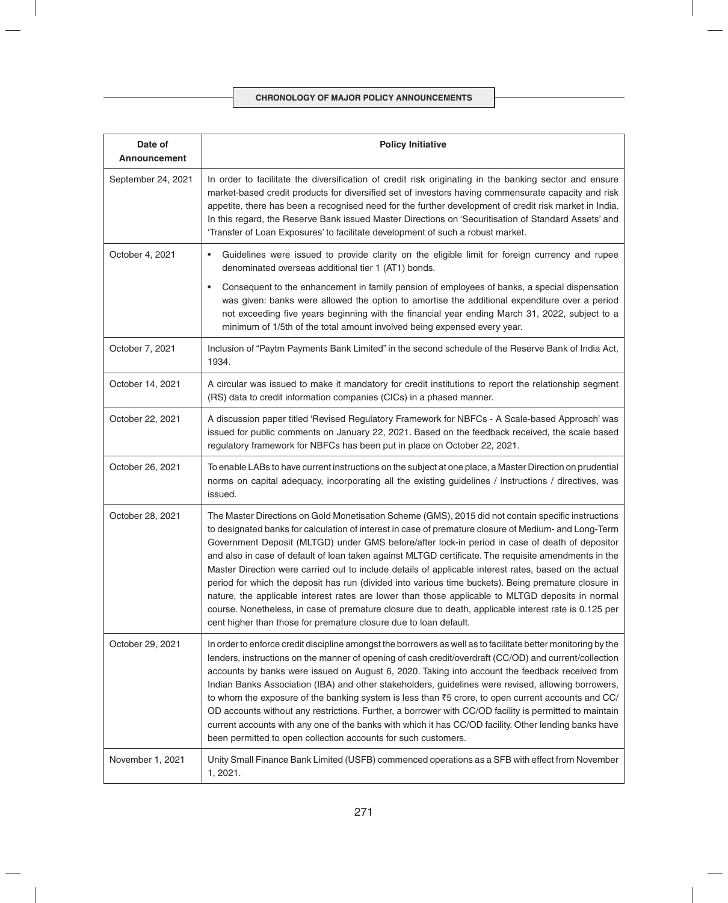| Date of Announcement | Policy Initiative |
|---|---|
| September 24, 2021 | In order to facilitate the diversification of credit risk originating in the banking sector and ensure market-based credit products for diversified set of investors having commensurate capacity and risk appetite, there has been a recognised need for the further development of credit risk market in India. In this regard, the Reserve Bank issued Master Directions on 'Securitisation of Standard Assets' and 'Transfer of Loan Exposures' to facilitate development of such a robust market. |
| October 4, 2021 | • Guidelines were issued to provide clarity on the eligible limit for foreign currency and rupee denominated overseas additional tier 1 (AT1) bonds.<br>• Consequent to the enhancement in family pension of employees of banks, a special dispensation was given: banks were allowed the option to amortise the additional expenditure over a period not exceeding five years beginning with the financial year ending March 31, 2022, subject to a minimum of 1/5th of the total amount involved being expensed every year. |
| October 7, 2021 | Inclusion of "Paytm Payments Bank Limited" in the second schedule of the Reserve Bank of India Act, 1934. |
| October 14, 2021 | A circular was issued to make it mandatory for credit institutions to report the relationship segment (RS) data to credit information companies (CICs) in a phased manner. |
| October 22, 2021 | A discussion paper titled 'Revised Regulatory Framework for NBFCs - A Scale-based Approach' was issued for public comments on January 22, 2021. Based on the feedback received, the scale based regulatory framework for NBFCs has been put in place on October 22, 2021. |
| October 26, 2021 | To enable LABs to have current instructions on the subject at one place, a Master Direction on prudential norms on capital adequacy, incorporating all the existing guidelines / instructions / directives, was issued. |
| October 28, 2021 | The Master Directions on Gold Monetisation Scheme (GMS), 2015 did not contain specific instructions to designated banks for calculation of interest in case of premature closure of Medium- and Long-Term Government Deposit (MLTGD) under GMS before/after lock-in period in case of death of depositor and also in case of default of loan taken against MLTGD certificate. The requisite amendments in the Master Direction were carried out to include details of applicable interest rates, based on the actual period for which the deposit has run (divided into various time buckets). Being premature closure in nature, the applicable interest rates are lower than those applicable to MLTGD deposits in normal course. Nonetheless, in case of premature closure due to death, applicable interest rate is 0.125 per cent higher than those for premature closure due to loan default. |
| October 29, 2021 | In order to enforce credit discipline amongst the borrowers as well as to facilitate better monitoring by the lenders, instructions on the manner of opening of cash credit/overdraft (CC/OD) and current/collection accounts by banks were issued on August 6, 2020. Taking into account the feedback received from Indian Banks Association (IBA) and other stakeholders, guidelines were revised, allowing borrowers, to whom the exposure of the banking system is less than ₹5 crore, to open current accounts and CC/OD accounts without any restrictions. Further, a borrower with CC/OD facility is permitted to maintain current accounts with any one of the banks with which it has CC/OD facility. Other lending banks have been permitted to open collection accounts for such customers. |
| November 1, 2021 | Unity Small Finance Bank Limited (USFB) commenced operations as a SFB with effect from November 1, 2021. |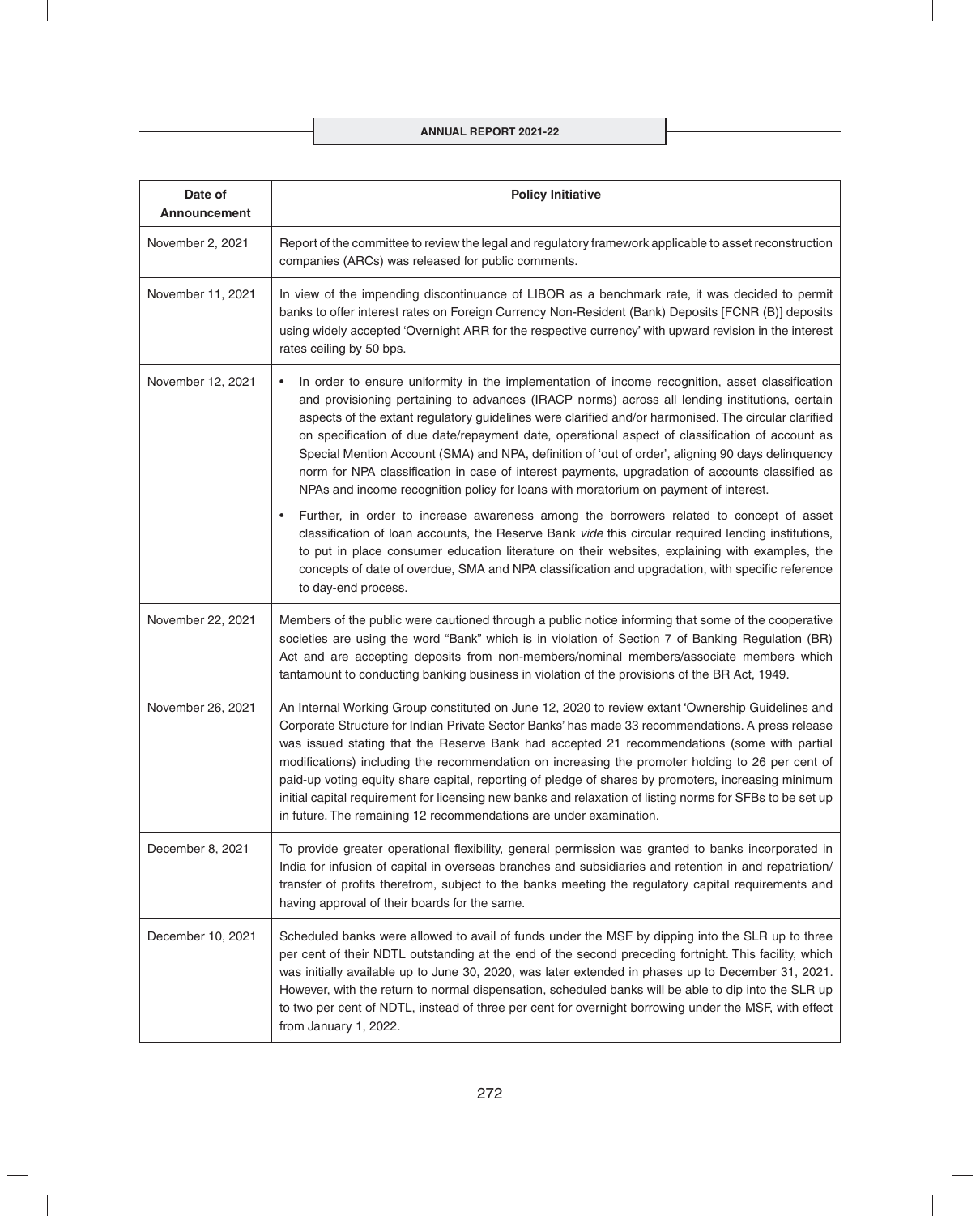| Date of Announcement | Policy Initiative |
|---|---|
| November 2, 2021 | Report of the committee to review the legal and regulatory framework applicable to asset reconstruction companies (ARCs) was released for public comments. |
| November 11, 2021 | In view of the impending discontinuance of LIBOR as a benchmark rate, it was decided to permit banks to offer interest rates on Foreign Currency Non-Resident (Bank) Deposits [FCNR (B)] deposits using widely accepted 'Overnight ARR for the respective currency' with upward revision in the interest rates ceiling by 50 bps. |
| November 12, 2021 | • In order to ensure uniformity in the implementation of income recognition, asset classification and provisioning pertaining to advances (IRACP norms) across all lending institutions, certain aspects of the extant regulatory guidelines were clarified and/or harmonised. The circular clarified on specification of due date/repayment date, operational aspect of classification of account as Special Mention Account (SMA) and NPA, definition of 'out of order', aligning 90 days delinquency norm for NPA classification in case of interest payments, upgradation of accounts classified as NPAs and income recognition policy for loans with moratorium on payment of interest.<br>• Further, in order to increase awareness among the borrowers related to concept of asset classification of loan accounts, the Reserve Bank *vide* this circular required lending institutions, to put in place consumer education literature on their websites, explaining with examples, the concepts of date of overdue, SMA and NPA classification and upgradation, with specific reference to day-end process. |
| November 22, 2021 | Members of the public were cautioned through a public notice informing that some of the cooperative societies are using the word "Bank" which is in violation of Section 7 of Banking Regulation (BR) Act and are accepting deposits from non-members/nominal members/associate members which tantamount to conducting banking business in violation of the provisions of the BR Act, 1949. |
| November 26, 2021 | An Internal Working Group constituted on June 12, 2020 to review extant 'Ownership Guidelines and Corporate Structure for Indian Private Sector Banks' has made 33 recommendations. A press release was issued stating that the Reserve Bank had accepted 21 recommendations (some with partial modifications) including the recommendation on increasing the promoter holding to 26 per cent of paid-up voting equity share capital, reporting of pledge of shares by promoters, increasing minimum initial capital requirement for licensing new banks and relaxation of listing norms for SFBs to be set up in future. The remaining 12 recommendations are under examination. |
| December 8, 2021 | To provide greater operational flexibility, general permission was granted to banks incorporated in India for infusion of capital in overseas branches and subsidiaries and retention in and repatriation/transfer of profits therefrom, subject to the banks meeting the regulatory capital requirements and having approval of their boards for the same. |
| December 10, 2021 | Scheduled banks were allowed to avail of funds under the MSF by dipping into the SLR up to three per cent of their NDTL outstanding at the end of the second preceding fortnight. This facility, which was initially available up to June 30, 2020, was later extended in phases up to December 31, 2021. However, with the return to normal dispensation, scheduled banks will be able to dip into the SLR up to two per cent of NDTL, instead of three per cent for overnight borrowing under the MSF, with effect from January 1, 2022. |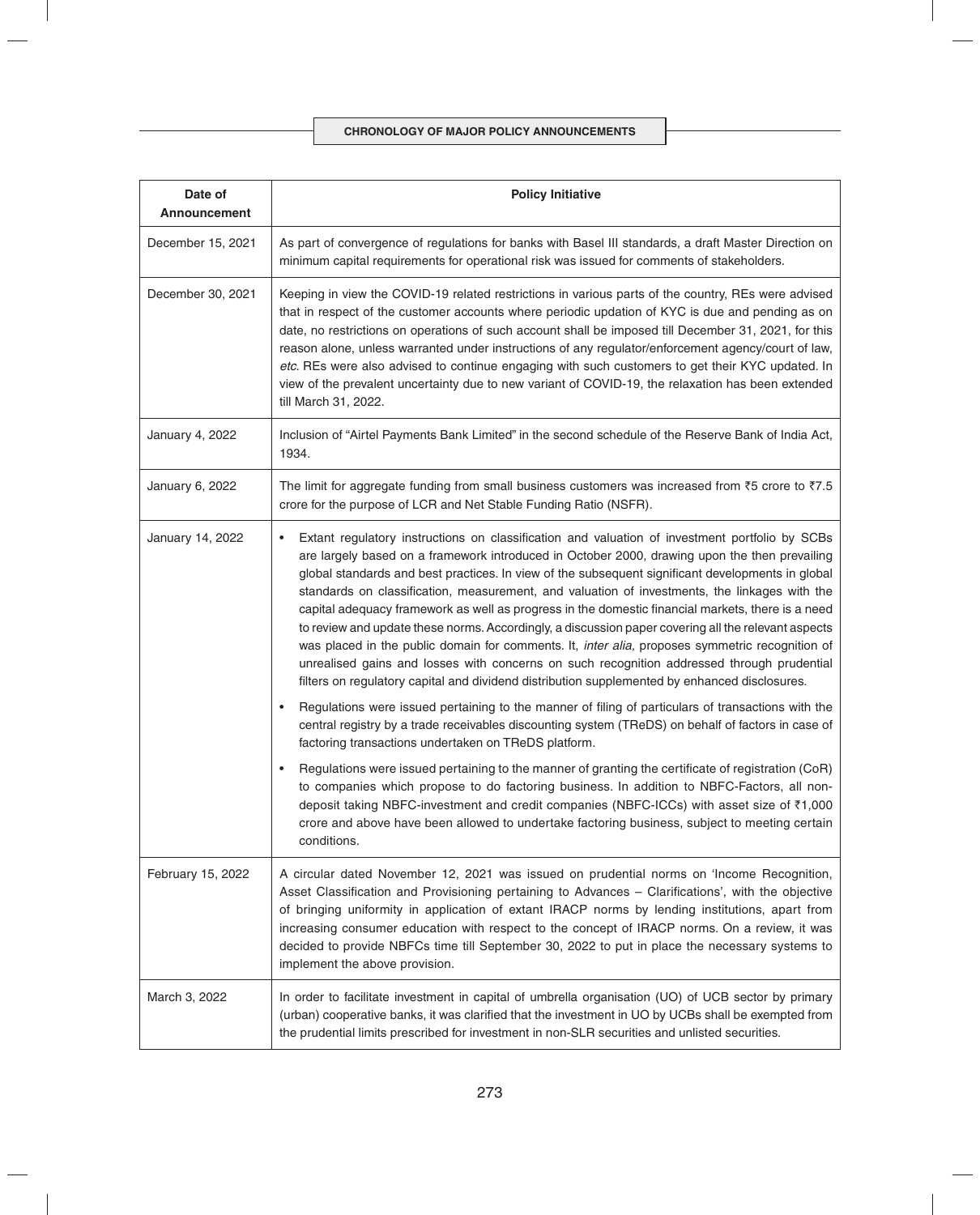| Date of Announcement | Policy Initiative |
|---|---|
| December 15, 2021 | As part of convergence of regulations for banks with Basel III standards, a draft Master Direction on minimum capital requirements for operational risk was issued for comments of stakeholders. |
| December 30, 2021 | Keeping in view the COVID-19 related restrictions in various parts of the country, REs were advised that in respect of the customer accounts where periodic updation of KYC is due and pending as on date, no restrictions on operations of such account shall be imposed till December 31, 2021, for this reason alone, unless warranted under instructions of any regulator/enforcement agency/court of law, *etc*. REs were also advised to continue engaging with such customers to get their KYC updated. In view of the prevalent uncertainty due to new variant of COVID-19, the relaxation has been extended till March 31, 2022. |
| January 4, 2022 | Inclusion of "Airtel Payments Bank Limited" in the second schedule of the Reserve Bank of India Act, 1934. |
| January 6, 2022 | The limit for aggregate funding from small business customers was increased from ₹5 crore to ₹7.5 crore for the purpose of LCR and Net Stable Funding Ratio (NSFR). |
| January 14, 2022 | • Extant regulatory instructions on classification and valuation of investment portfolio by SCBs are largely based on a framework introduced in October 2000, drawing upon the then prevailing global standards and best practices. In view of the subsequent significant developments in global standards on classification, measurement, and valuation of investments, the linkages with the capital adequacy framework as well as progress in the domestic financial markets, there is a need to review and update these norms. Accordingly, a discussion paper covering all the relevant aspects was placed in the public domain for comments. It, *inter alia,* proposes symmetric recognition of unrealised gains and losses with concerns on such recognition addressed through prudential filters on regulatory capital and dividend distribution supplemented by enhanced disclosures.<br>• Regulations were issued pertaining to the manner of filing of particulars of transactions with the central registry by a trade receivables discounting system (TReDS) on behalf of factors in case of factoring transactions undertaken on TReDS platform.<br>• Regulations were issued pertaining to the manner of granting the certificate of registration (CoR) to companies which propose to do factoring business. In addition to NBFC-Factors, all non-deposit taking NBFC-investment and credit companies (NBFC-ICCs) with asset size of ₹1,000 crore and above have been allowed to undertake factoring business, subject to meeting certain conditions. |
| February 15, 2022 | A circular dated November 12, 2021 was issued on prudential norms on 'Income Recognition, Asset Classification and Provisioning pertaining to Advances – Clarifications', with the objective of bringing uniformity in application of extant IRACP norms by lending institutions, apart from increasing consumer education with respect to the concept of IRACP norms. On a review, it was decided to provide NBFCs time till September 30, 2022 to put in place the necessary systems to implement the above provision. |
| March 3, 2022 | In order to facilitate investment in capital of umbrella organisation (UO) of UCB sector by primary (urban) cooperative banks, it was clarified that the investment in UO by UCBs shall be exempted from the prudential limits prescribed for investment in non-SLR securities and unlisted securities. |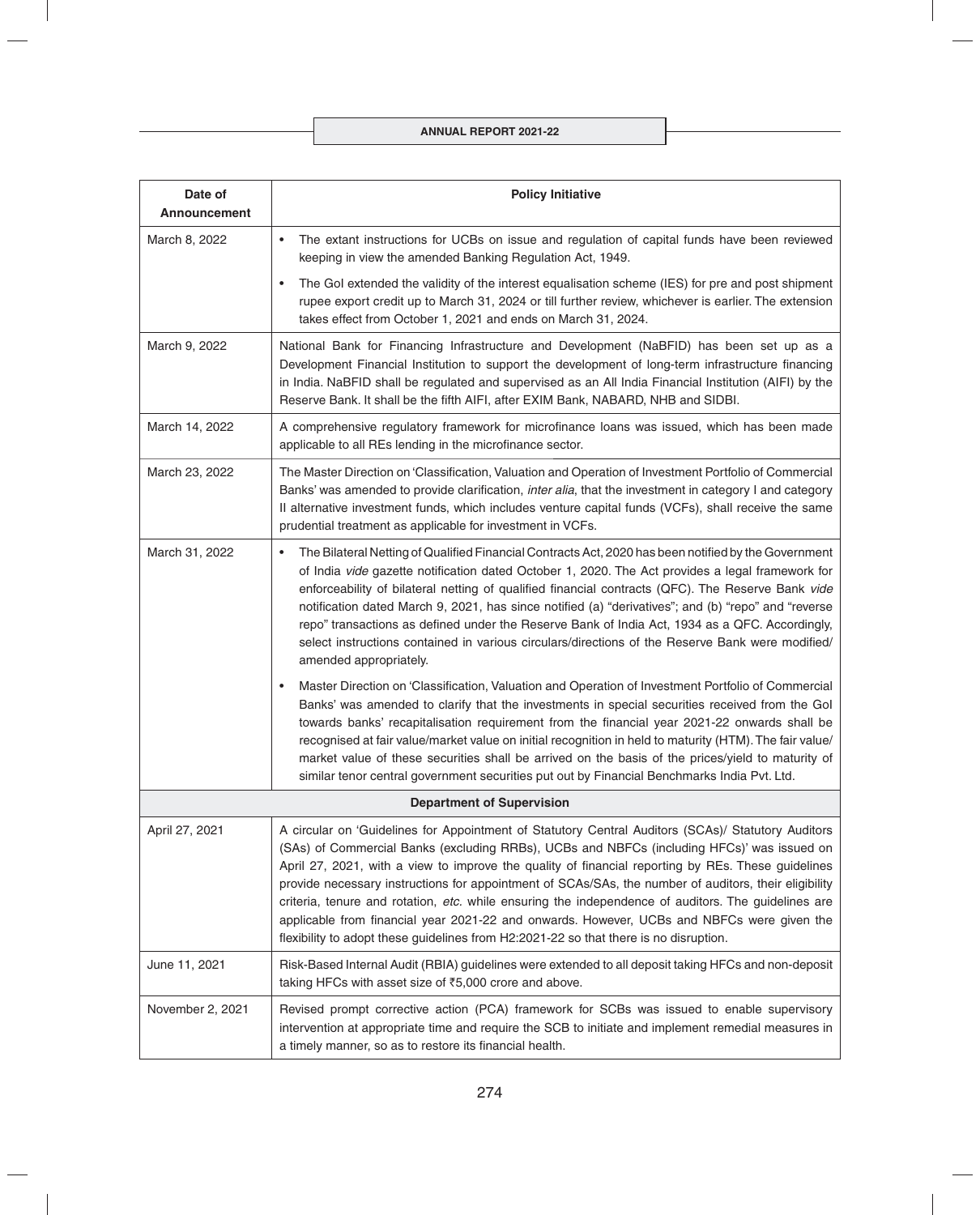| Date of Announcement | Policy Initiative |
|---|---|
| March 8, 2022 | • The extant instructions for UCBs on issue and regulation of capital funds have been reviewed keeping in view the amended Banking Regulation Act, 1949.<br>• The GoI extended the validity of the interest equalisation scheme (IES) for pre and post shipment rupee export credit up to March 31, 2024 or till further review, whichever is earlier. The extension takes effect from October 1, 2021 and ends on March 31, 2024. |
| March 9, 2022 | National Bank for Financing Infrastructure and Development (NaBFID) has been set up as a Development Financial Institution to support the development of long-term infrastructure financing in India. NaBFID shall be regulated and supervised as an All India Financial Institution (AIFI) by the Reserve Bank. It shall be the fifth AIFI, after EXIM Bank, NABARD, NHB and SIDBI. |
| March 14, 2022 | A comprehensive regulatory framework for microfinance loans was issued, which has been made applicable to all REs lending in the microfinance sector. |
| March 23, 2022 | The Master Direction on 'Classification, Valuation and Operation of Investment Portfolio of Commercial Banks' was amended to provide clarification, *inter alia*, that the investment in category I and category II alternative investment funds, which includes venture capital funds (VCFs), shall receive the same prudential treatment as applicable for investment in VCFs. |
| March 31, 2022 | • The Bilateral Netting of Qualified Financial Contracts Act, 2020 has been notified by the Government of India *vide* gazette notification dated October 1, 2020. The Act provides a legal framework for enforceability of bilateral netting of qualified financial contracts (QFC). The Reserve Bank *vide* notification dated March 9, 2021, has since notified (a) "derivatives"; and (b) "repo" and "reverse repo" transactions as defined under the Reserve Bank of India Act, 1934 as a QFC. Accordingly, select instructions contained in various circulars/directions of the Reserve Bank were modified/ amended appropriately.<br>• Master Direction on 'Classification, Valuation and Operation of Investment Portfolio of Commercial Banks' was amended to clarify that the investments in special securities received from the GoI towards banks' recapitalisation requirement from the financial year 2021-22 onwards shall be recognised at fair value/market value on initial recognition in held to maturity (HTM). The fair value/ market value of these securities shall be arrived on the basis of the prices/yield to maturity of similar tenor central government securities put out by Financial Benchmarks India Pvt. Ltd. |
| **Department of Supervision** | |
| April 27, 2021 | A circular on 'Guidelines for Appointment of Statutory Central Auditors (SCAs)/ Statutory Auditors (SAs) of Commercial Banks (excluding RRBs), UCBs and NBFCs (including HFCs)' was issued on April 27, 2021, with a view to improve the quality of financial reporting by REs. These guidelines provide necessary instructions for appointment of SCAs/SAs, the number of auditors, their eligibility criteria, tenure and rotation, *etc.* while ensuring the independence of auditors. The guidelines are applicable from financial year 2021-22 and onwards. However, UCBs and NBFCs were given the flexibility to adopt these guidelines from H2:2021-22 so that there is no disruption. |
| June 11, 2021 | Risk-Based Internal Audit (RBIA) guidelines were extended to all deposit taking HFCs and non-deposit taking HFCs with asset size of ₹5,000 crore and above. |
| November 2, 2021 | Revised prompt corrective action (PCA) framework for SCBs was issued to enable supervisory intervention at appropriate time and require the SCB to initiate and implement remedial measures in a timely manner, so as to restore its financial health. |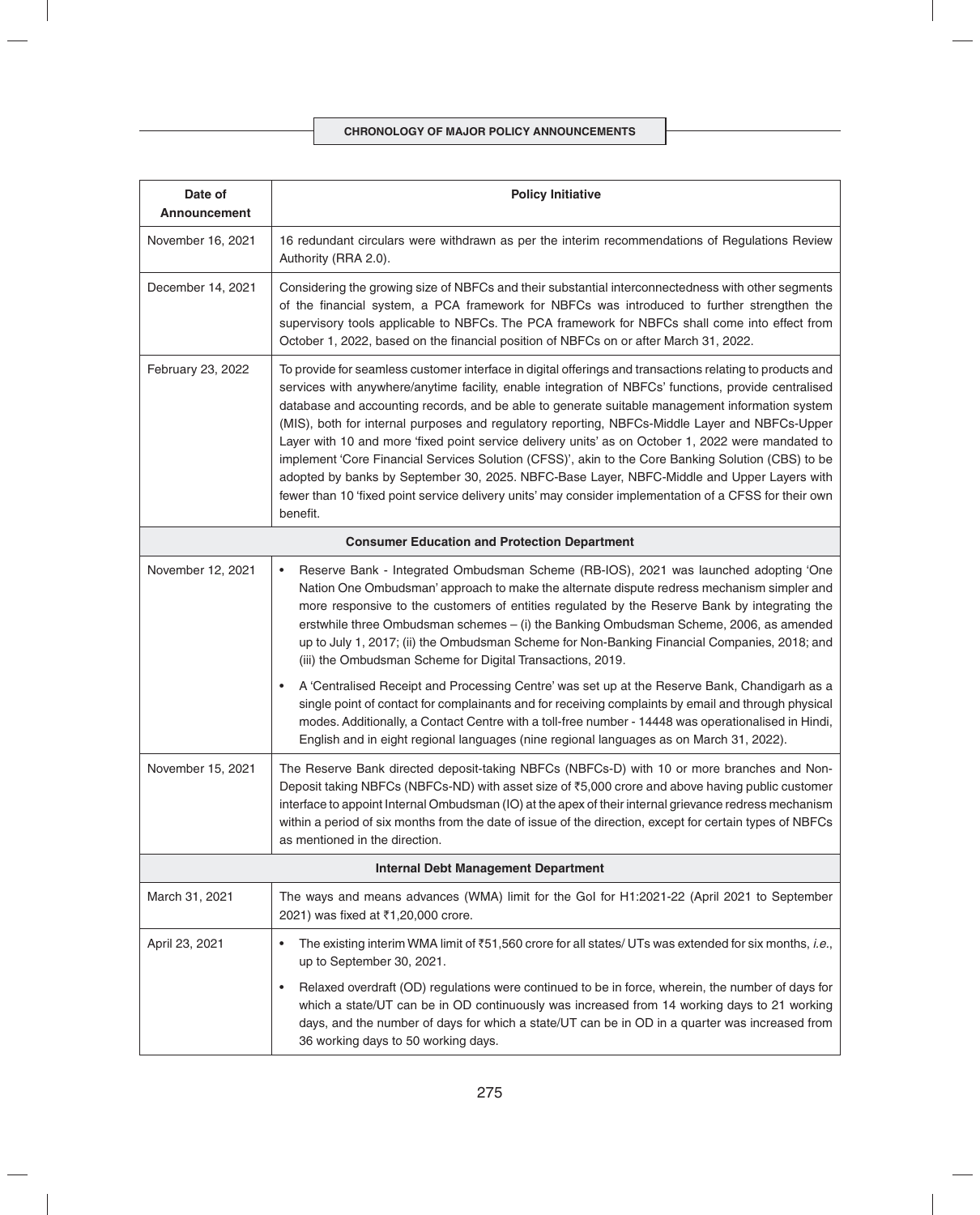| Date of Announcement | Policy Initiative |
|---|---|
| November 16, 2021 | 16 redundant circulars were withdrawn as per the interim recommendations of Regulations Review Authority (RRA 2.0). |
| December 14, 2021 | Considering the growing size of NBFCs and their substantial interconnectedness with other segments of the financial system, a PCA framework for NBFCs was introduced to further strengthen the supervisory tools applicable to NBFCs. The PCA framework for NBFCs shall come into effect from October 1, 2022, based on the financial position of NBFCs on or after March 31, 2022. |
| February 23, 2022 | To provide for seamless customer interface in digital offerings and transactions relating to products and services with anywhere/anytime facility, enable integration of NBFCs' functions, provide centralised database and accounting records, and be able to generate suitable management information system (MIS), both for internal purposes and regulatory reporting, NBFCs-Middle Layer and NBFCs-Upper Layer with 10 and more 'fixed point service delivery units' as on October 1, 2022 were mandated to implement 'Core Financial Services Solution (CFSS)', akin to the Core Banking Solution (CBS) to be adopted by banks by September 30, 2025. NBFC-Base Layer, NBFC-Middle and Upper Layers with fewer than 10 'fixed point service delivery units' may consider implementation of a CFSS for their own benefit. |
| **Consumer Education and Protection Department** | |
| November 12, 2021 | • Reserve Bank - Integrated Ombudsman Scheme (RB-IOS), 2021 was launched adopting 'One Nation One Ombudsman' approach to make the alternate dispute redress mechanism simpler and more responsive to the customers of entities regulated by the Reserve Bank by integrating the erstwhile three Ombudsman schemes – (i) the Banking Ombudsman Scheme, 2006, as amended up to July 1, 2017; (ii) the Ombudsman Scheme for Non-Banking Financial Companies, 2018; and (iii) the Ombudsman Scheme for Digital Transactions, 2019.<br>• A 'Centralised Receipt and Processing Centre' was set up at the Reserve Bank, Chandigarh as a single point of contact for complainants and for receiving complaints by email and through physical modes. Additionally, a Contact Centre with a toll-free number - 14448 was operationalised in Hindi, English and in eight regional languages (nine regional languages as on March 31, 2022). |
| November 15, 2021 | The Reserve Bank directed deposit-taking NBFCs (NBFCs-D) with 10 or more branches and Non-Deposit taking NBFCs (NBFCs-ND) with asset size of ₹5,000 crore and above having public customer interface to appoint Internal Ombudsman (IO) at the apex of their internal grievance redress mechanism within a period of six months from the date of issue of the direction, except for certain types of NBFCs as mentioned in the direction. |
| **Internal Debt Management Department** | |
| March 31, 2021 | The ways and means advances (WMA) limit for the GoI for H1:2021-22 (April 2021 to September 2021) was fixed at ₹1,20,000 crore. |
| April 23, 2021 | • The existing interim WMA limit of ₹51,560 crore for all states/ UTs was extended for six months, *i.e.*, up to September 30, 2021.<br>• Relaxed overdraft (OD) regulations were continued to be in force, wherein, the number of days for which a state/UT can be in OD continuously was increased from 14 working days to 21 working days, and the number of days for which a state/UT can be in OD in a quarter was increased from 36 working days to 50 working days. |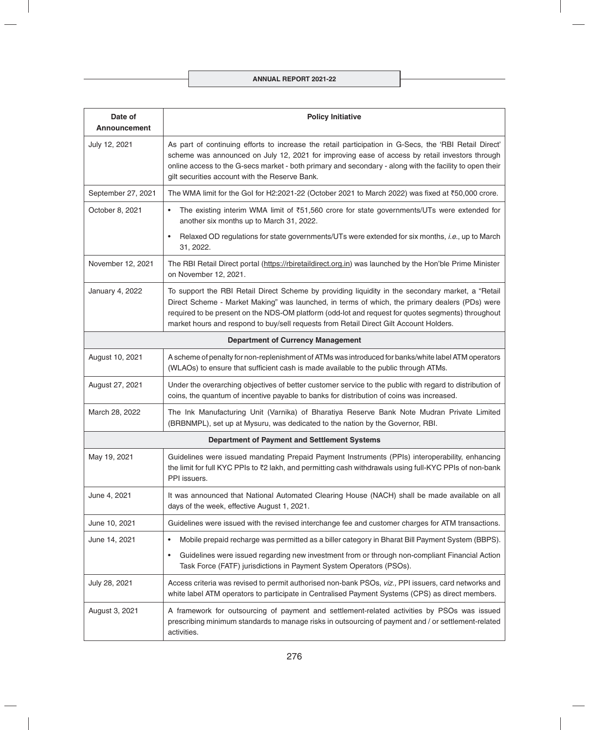| Date of Announcement | Policy Initiative |
|---|---|
| July 12, 2021 | As part of continuing efforts to increase the retail participation in G-Secs, the 'RBI Retail Direct' scheme was announced on July 12, 2021 for improving ease of access by retail investors through online access to the G-secs market - both primary and secondary - along with the facility to open their gilt securities account with the Reserve Bank. |
| September 27, 2021 | The WMA limit for the GoI for H2:2021-22 (October 2021 to March 2022) was fixed at ₹50,000 crore. |
| October 8, 2021 | • The existing interim WMA limit of ₹51,560 crore for state governments/UTs were extended for another six months up to March 31, 2022.<br>• Relaxed OD regulations for state governments/UTs were extended for six months, *i.e.*, up to March 31, 2022. |
| November 12, 2021 | The RBI Retail Direct portal (https://rbiretaildirect.org.in) was launched by the Hon'ble Prime Minister on November 12, 2021. |
| January 4, 2022 | To support the RBI Retail Direct Scheme by providing liquidity in the secondary market, a "Retail Direct Scheme - Market Making" was launched, in terms of which, the primary dealers (PDs) were required to be present on the NDS-OM platform (odd-lot and request for quotes segments) throughout market hours and respond to buy/sell requests from Retail Direct Gilt Account Holders. |
| **Department of Currency Management** | |
| August 10, 2021 | A scheme of penalty for non-replenishment of ATMs was introduced for banks/white label ATM operators (WLAOs) to ensure that sufficient cash is made available to the public through ATMs. |
| August 27, 2021 | Under the overarching objectives of better customer service to the public with regard to distribution of coins, the quantum of incentive payable to banks for distribution of coins was increased. |
| March 28, 2022 | The Ink Manufacturing Unit (Varnika) of Bharatiya Reserve Bank Note Mudran Private Limited (BRBNMPL), set up at Mysuru, was dedicated to the nation by the Governor, RBI. |
| **Department of Payment and Settlement Systems** | |
| May 19, 2021 | Guidelines were issued mandating Prepaid Payment Instruments (PPIs) interoperability, enhancing the limit for full KYC PPIs to ₹2 lakh, and permitting cash withdrawals using full-KYC PPIs of non-bank PPI issuers. |
| June 4, 2021 | It was announced that National Automated Clearing House (NACH) shall be made available on all days of the week, effective August 1, 2021. |
| June 10, 2021 | Guidelines were issued with the revised interchange fee and customer charges for ATM transactions. |
| June 14, 2021 | • Mobile prepaid recharge was permitted as a biller category in Bharat Bill Payment System (BBPS).<br>• Guidelines were issued regarding new investment from or through non-compliant Financial Action Task Force (FATF) jurisdictions in Payment System Operators (PSOs). |
| July 28, 2021 | Access criteria was revised to permit authorised non-bank PSOs, *viz.,* PPI issuers, card networks and white label ATM operators to participate in Centralised Payment Systems (CPS) as direct members. |
| August 3, 2021 | A framework for outsourcing of payment and settlement-related activities by PSOs was issued prescribing minimum standards to manage risks in outsourcing of payment and / or settlement-related activities. |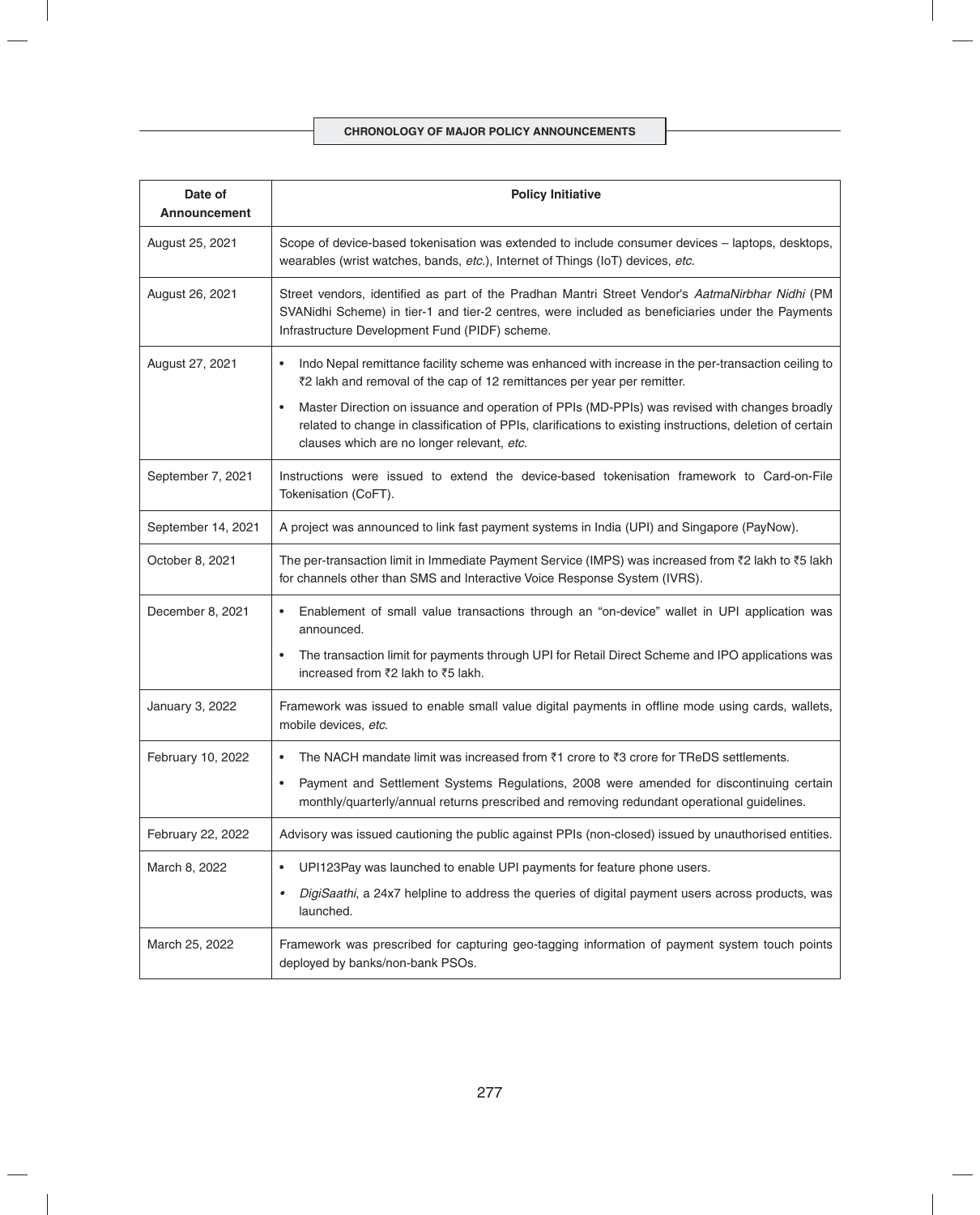## CHRONOLOGY OF MAJOR POLICY ANNOUNCEMENTS

| Date of Announcement | Policy Initiative |
|---|---|
| August 25, 2021 | Scope of device-based tokenisation was extended to include consumer devices – laptops, desktops, wearables (wrist watches, bands, *etc.*), Internet of Things (IoT) devices, *etc.* |
| August 26, 2021 | Street vendors, identified as part of the Pradhan Mantri Street Vendor's *AatmaNirbhar Nidhi* (PM SVANidhi Scheme) in tier-1 and tier-2 centres, were included as beneficiaries under the Payments Infrastructure Development Fund (PIDF) scheme. |
| August 27, 2021 | • Indo Nepal remittance facility scheme was enhanced with increase in the per-transaction ceiling to ₹2 lakh and removal of the cap of 12 remittances per year per remitter.<br>• Master Direction on issuance and operation of PPIs (MD-PPIs) was revised with changes broadly related to change in classification of PPIs, clarifications to existing instructions, deletion of certain clauses which are no longer relevant, *etc.* |
| September 7, 2021 | Instructions were issued to extend the device-based tokenisation framework to Card-on-File Tokenisation (CoFT). |
| September 14, 2021 | A project was announced to link fast payment systems in India (UPI) and Singapore (PayNow). |
| October 8, 2021 | The per-transaction limit in Immediate Payment Service (IMPS) was increased from ₹2 lakh to ₹5 lakh for channels other than SMS and Interactive Voice Response System (IVRS). |
| December 8, 2021 | • Enablement of small value transactions through an "on-device" wallet in UPI application was announced.<br>• The transaction limit for payments through UPI for Retail Direct Scheme and IPO applications was increased from ₹2 lakh to ₹5 lakh. |
| January 3, 2022 | Framework was issued to enable small value digital payments in offline mode using cards, wallets, mobile devices, *etc.* |
| February 10, 2022 | • The NACH mandate limit was increased from ₹1 crore to ₹3 crore for TReDS settlements.<br>• Payment and Settlement Systems Regulations, 2008 were amended for discontinuing certain monthly/quarterly/annual returns prescribed and removing redundant operational guidelines. |
| February 22, 2022 | Advisory was issued cautioning the public against PPIs (non-closed) issued by unauthorised entities. |
| March 8, 2022 | • UPI123Pay was launched to enable UPI payments for feature phone users.<br>• *DigiSaathi*, a 24x7 helpline to address the queries of digital payment users across products, was launched. |
| March 25, 2022 | Framework was prescribed for capturing geo-tagging information of payment system touch points deployed by banks/non-bank PSOs. |